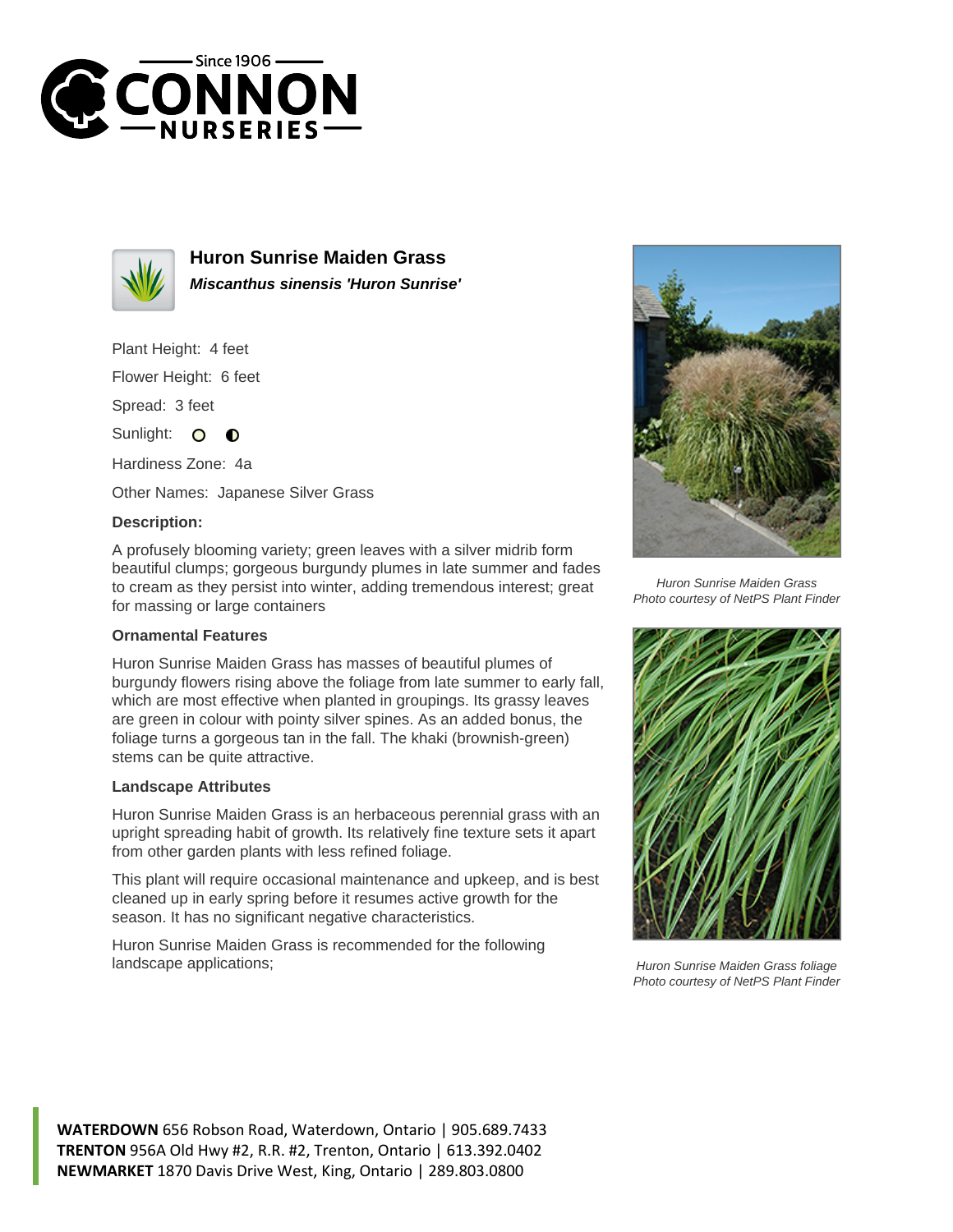# Huron Sunrise Maiden Grass

***Miscanthus sinensis 'Huron Sunrise'***

Plant Height: 4 feet

Flower Height: 6 feet

Spread: 3 feet

Sunlight:

Hardiness Zone: 4a

Other Names: Japanese Silver Grass

### Description:

A profusely blooming variety; green leaves with a silver midrib form beautiful clumps; gorgeous burgundy plumes in late summer and fades to cream as they persist into winter, adding tremendous interest; great for massing or large containers

### Ornamental Features

Huron Sunrise Maiden Grass has masses of beautiful plumes of burgundy flowers rising above the foliage from late summer to early fall, which are most effective when planted in groupings. Its grassy leaves are green in colour with pointy silver spines. As an added bonus, the foliage turns a gorgeous tan in the fall. The khaki (brownish-green) stems can be quite attractive.

### Landscape Attributes

Huron Sunrise Maiden Grass is an herbaceous perennial grass with an upright spreading habit of growth. Its relatively fine texture sets it apart from other garden plants with less refined foliage.

This plant will require occasional maintenance and upkeep, and is best cleaned up in early spring before it resumes active growth for the season. It has no significant negative characteristics.

Huron Sunrise Maiden Grass is recommended for the following landscape applications;

*Huron Sunrise Maiden Grass*
*Photo courtesy of NetPS Plant Finder*

*Huron Sunrise Maiden Grass foliage*
*Photo courtesy of NetPS Plant Finder*

**WATERDOWN** 656 Robson Road, Waterdown, Ontario | 905.689.7433
**TRENTON** 956A Old Hwy #2, R.R. #2, Trenton, Ontario | 613.392.0402
**NEWMARKET** 1870 Davis Drive West, King, Ontario | 289.803.0800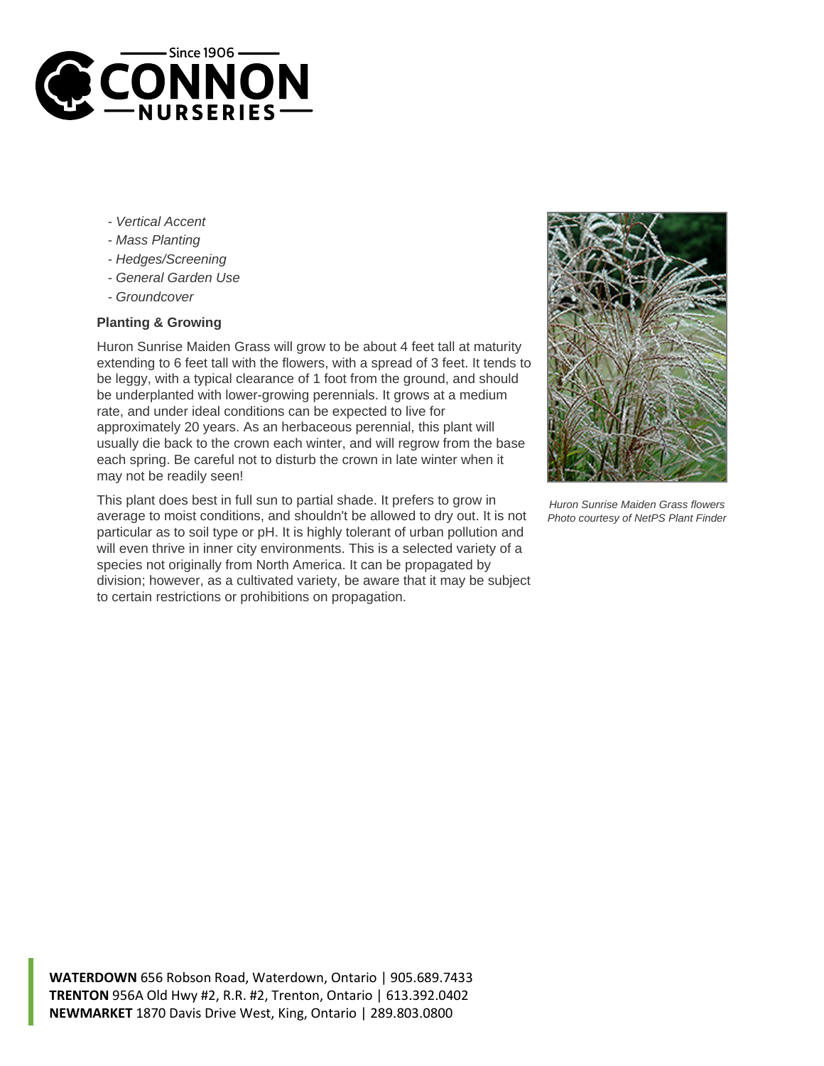- *Vertical Accent*
- *Mass Planting*
- *Hedges/Screening*
- *General Garden Use*
- *Groundcover*

**Planting & Growing**

Huron Sunrise Maiden Grass will grow to be about 4 feet tall at maturity extending to 6 feet tall with the flowers, with a spread of 3 feet. It tends to be leggy, with a typical clearance of 1 foot from the ground, and should be underplanted with lower-growing perennials. It grows at a medium rate, and under ideal conditions can be expected to live for approximately 20 years. As an herbaceous perennial, this plant will usually die back to the crown each winter, and will regrow from the base each spring. Be careful not to disturb the crown in late winter when it may not be readily seen!

This plant does best in full sun to partial shade. It prefers to grow in average to moist conditions, and shouldn't be allowed to dry out. It is not particular as to soil type or pH. It is highly tolerant of urban pollution and will even thrive in inner city environments. This is a selected variety of a species not originally from North America. It can be propagated by division; however, as a cultivated variety, be aware that it may be subject to certain restrictions or prohibitions on propagation.

*Huron Sunrise Maiden Grass flowers*
*Photo courtesy of NetPS Plant Finder*

**WATERDOWN** 656 Robson Road, Waterdown, Ontario | 905.689.7433
**TRENTON** 956A Old Hwy #2, R.R. #2, Trenton, Ontario | 613.392.0402
**NEWMARKET** 1870 Davis Drive West, King, Ontario | 289.803.0800